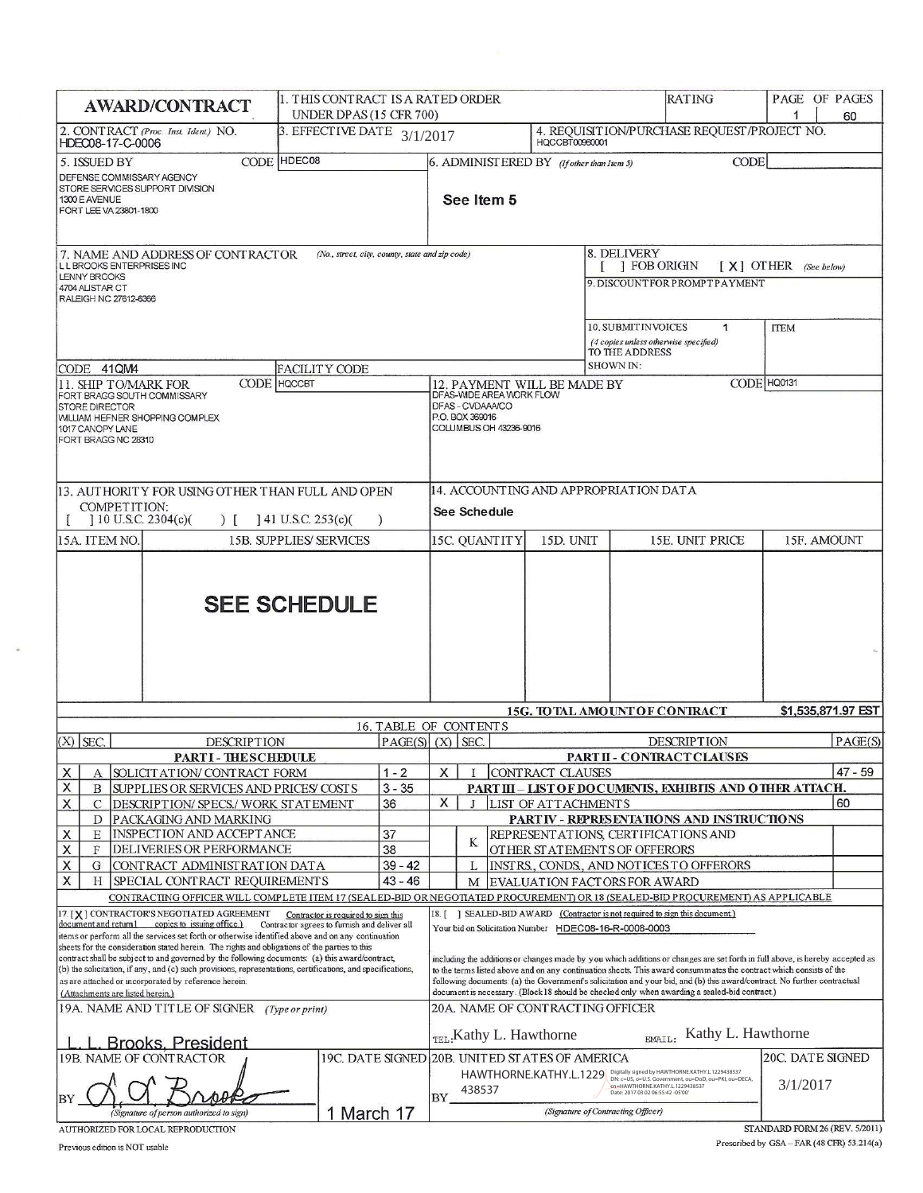# AWARD/CONTRACT

| | | | |
|---|---|---|---|
| **AWARD/CONTRACT** | 1. THIS CONTRACT IS A RATED ORDER UNDER DPAS (15 CFR 700) | RATING | PAGE OF PAGES 1 / 60 |
| 2. CONTRACT (Proc. Inst. Ident.) NO. HDEC08-17-C-0006 | 3. EFFECTIVE DATE 3/1/2017 | 4. REQUISITION/PURCHASE REQUEST/PROJECT NO. HQCCBT00960001 | |

**5. ISSUED BY** CODE HDEC08
DEFENSE COMMISSARY AGENCY
STORE SERVICES SUPPORT DIVISION
1300 E AVENUE
FORT LEE VA 23801-1800

**6. ADMINISTERED BY** (If other than Item 5) CODE
See Item 5

**7. NAME AND ADDRESS OF CONTRACTOR** (No., street, city, county, state and zip code)
L L BROOKS ENTERPRISES INC
LENNY BROOKS
4704 ALISTAR CT
RALEIGH NC 27612-6366

CODE 41QM4 FACILITY CODE

**8. DELIVERY**
[ ] FOB ORIGIN [ X ] OTHER (See below)

**9. DISCOUNT FOR PROMPT PAYMENT**

**10. SUBMIT INVOICES** (4 copies unless otherwise specified) TO THE ADDRESS SHOWN IN: 1 ITEM

**11. SHIP TO/MARK FOR** CODE HQCCBT
FORT BRAGG SOUTH COMMISSARY
STORE DIRECTOR
WILLIAM HEFNER SHOPPING COMPLEX
1017 CANOPY LANE
FORT BRAGG NC 28310

**12. PAYMENT WILL BE MADE BY** CODE HQ0131
DFAS-WIDE AREA WORK FLOW
DFAS - CVDAAA/CO
P.O. BOX 369016
COLUMBUS OH 43236-9016

**13. AUTHORITY FOR USING OTHER THAN FULL AND OPEN COMPETITION:**
[ ] 10 U.S.C. 2304(c)( ) [ ] 41 U.S.C. 253(c)( )

**14. ACCOUNTING AND APPROPRIATION DATA**
See Schedule

| 15A. ITEM NO. | 15B. SUPPLIES/ SERVICES | 15C. QUANTITY | 15D. UNIT | 15E. UNIT PRICE | 15F. AMOUNT |
|---|---|---|---|---|---|
| | **SEE SCHEDULE** | | | | |
| | | | | **15G. TOTAL AMOUNT OF CONTRACT** | **$1,535,871.97 EST** |

## 16. TABLE OF CONTENTS

| (X) | SEC. | DESCRIPTION | PAGE(S) | (X) | SEC. | DESCRIPTION | PAGE(S) |
|---|---|---|---|---|---|---|---|
| | | **PART I - THE SCHEDULE** | | | | **PART II - CONTRACT CLAUSES** | |
| X | A | SOLICITATION/ CONTRACT FORM | 1 - 2 | X | I | CONTRACT CLAUSES | 47 - 59 |
| X | B | SUPPLIES OR SERVICES AND PRICES/ COSTS | 3 - 35 | | | **PART III – LIST OF DOCUMENTS, EXHIBITS AND OTHER ATTACH.** | |
| X | C | DESCRIPTION/ SPECS./ WORK STATEMENT | 36 | X | J | LIST OF ATTACHMENTS | 60 |
| | D | PACKAGING AND MARKING | | | | **PART IV - REPRESENTATIONS AND INSTRUCTIONS** | |
| X | E | INSPECTION AND ACCEPTANCE | 37 | | K | REPRESENTATIONS, CERTIFICATIONS AND OTHER STATEMENTS OF OFFERORS | |
| X | F | DELIVERIES OR PERFORMANCE | 38 | | | | |
| X | G | CONTRACT ADMINISTRATION DATA | 39 - 42 | | L | INSTRS., CONDS., AND NOTICES TO OFFERORS | |
| X | H | SPECIAL CONTRACT REQUIREMENTS | 43 - 46 | | M | EVALUATION FACTORS FOR AWARD | |

CONTRACTING OFFICER WILL COMPLETE ITEM 17 (SEALED-BID OR NEGOTIATED PROCUREMENT) OR 18 (SEALED-BID PROCUREMENT) AS APPLICABLE

17. [X] CONTRACTOR'S NEGOTIATED AGREEMENT Contractor is required to sign this document and return 1 copies to issuing office.) Contractor agrees to furnish and deliver all items or perform all the services set forth or otherwise identified above and on any continuation sheets for the consideration stated herein. The rights and obligations of the parties to this contract shall be subject to and governed by the following documents: (a) this award/contract, (b) the solicitation, if any, and (c) such provisions, representations, certifications, and specifications, as are attached or incorporated by reference herein. (Attachments are listed herein.)

18. [ ] SEALED-BID AWARD (Contractor is not required to sign this document.) Your bid on Solicitation Number HDEC08-16-R-0008-0003 including the additions or changes made by you which additions or changes are set forth in full above, is hereby accepted as to the terms listed above and on any continuation sheets. This award consummates the contract which consists of the following documents: (a) the Government's solicitation and your bid, and (b) this award/contract. No further contractual document is necessary. (Block 18 should be checked only when awarding a sealed-bid contract.)

| | | | |
|---|---|---|---|
| 19A. NAME AND TITLE OF SIGNER (Type or print) L. L. Brooks, President | | 20A. NAME OF CONTRACTING OFFICER TEL: Kathy L. Hawthorne EMAIL: Kathy L. Hawthorne | |
| 19B. NAME OF CONTRACTOR BY L. L. Brooks (Signature of person authorized to sign) | 19C. DATE SIGNED 1 March 17 | 20B. UNITED STATES OF AMERICA BY HAWTHORNE.KATHY.L.1229438537 Digitally signed by HAWTHORNE.KATHY.L.1229438537 DN: c=US, o=U.S. Government, ou=DoD, ou=PKI, ou=DECA, cn=HAWTHORNE.KATHY.L.1229438537 Date: 2017.03.02 06:55:42 -05'00' (Signature of Contracting Officer) | 20C. DATE SIGNED 3/1/2017 |

AUTHORIZED FOR LOCAL REPRODUCTION
Previous edition is NOT usable

STANDARD FORM 26 (REV. 5/2011)
Prescribed by GSA – FAR (48 CFR) 53.214(a)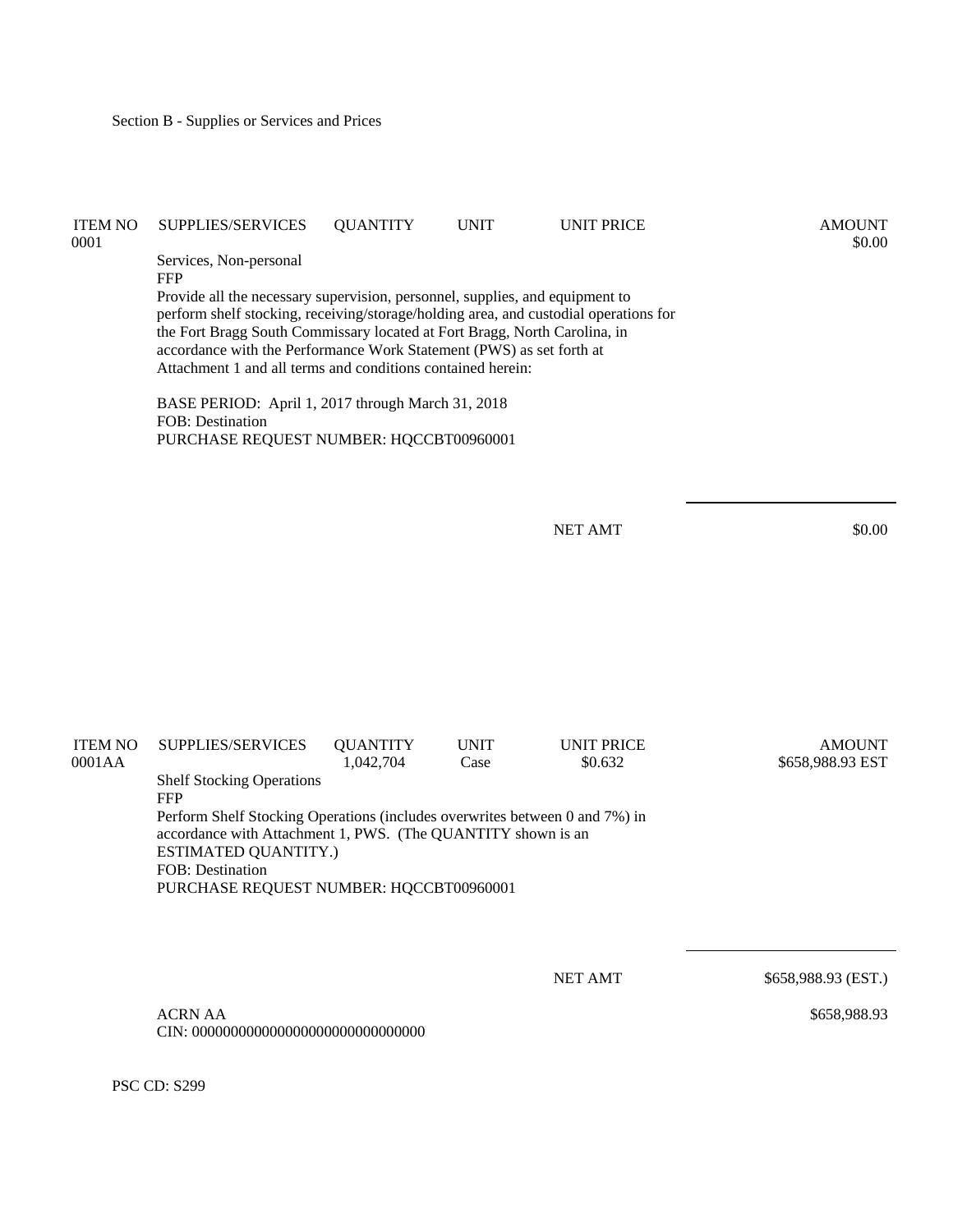Section B - Supplies or Services and Prices

| ITEM NO | SUPPLIES/SERVICES | QUANTITY | UNIT | UNIT PRICE | AMOUNT |
|---|---|---|---|---|---|
| 0001 | | | | | $0.00 |

Services, Non-personal
FFP
Provide all the necessary supervision, personnel, supplies, and equipment to perform shelf stocking, receiving/storage/holding area, and custodial operations for the Fort Bragg South Commissary located at Fort Bragg, North Carolina, in accordance with the Performance Work Statement (PWS) as set forth at Attachment 1 and all terms and conditions contained herein:

BASE PERIOD: April 1, 2017 through March 31, 2018
FOB: Destination
PURCHASE REQUEST NUMBER: HQCCBT00960001

NET AMT $0.00

| ITEM NO | SUPPLIES/SERVICES | QUANTITY | UNIT | UNIT PRICE | AMOUNT |
|---|---|---|---|---|---|
| 0001AA | | 1,042,704 | Case | $0.632 | $658,988.93 EST |

Shelf Stocking Operations
FFP
Perform Shelf Stocking Operations (includes overwrites between 0 and 7%) in accordance with Attachment 1, PWS. (The QUANTITY shown is an ESTIMATED QUANTITY.)
FOB: Destination
PURCHASE REQUEST NUMBER: HQCCBT00960001

NET AMT $658,988.93 (EST.)

ACRN AA $658,988.93
CIN: 000000000000000000000000000000

PSC CD: S299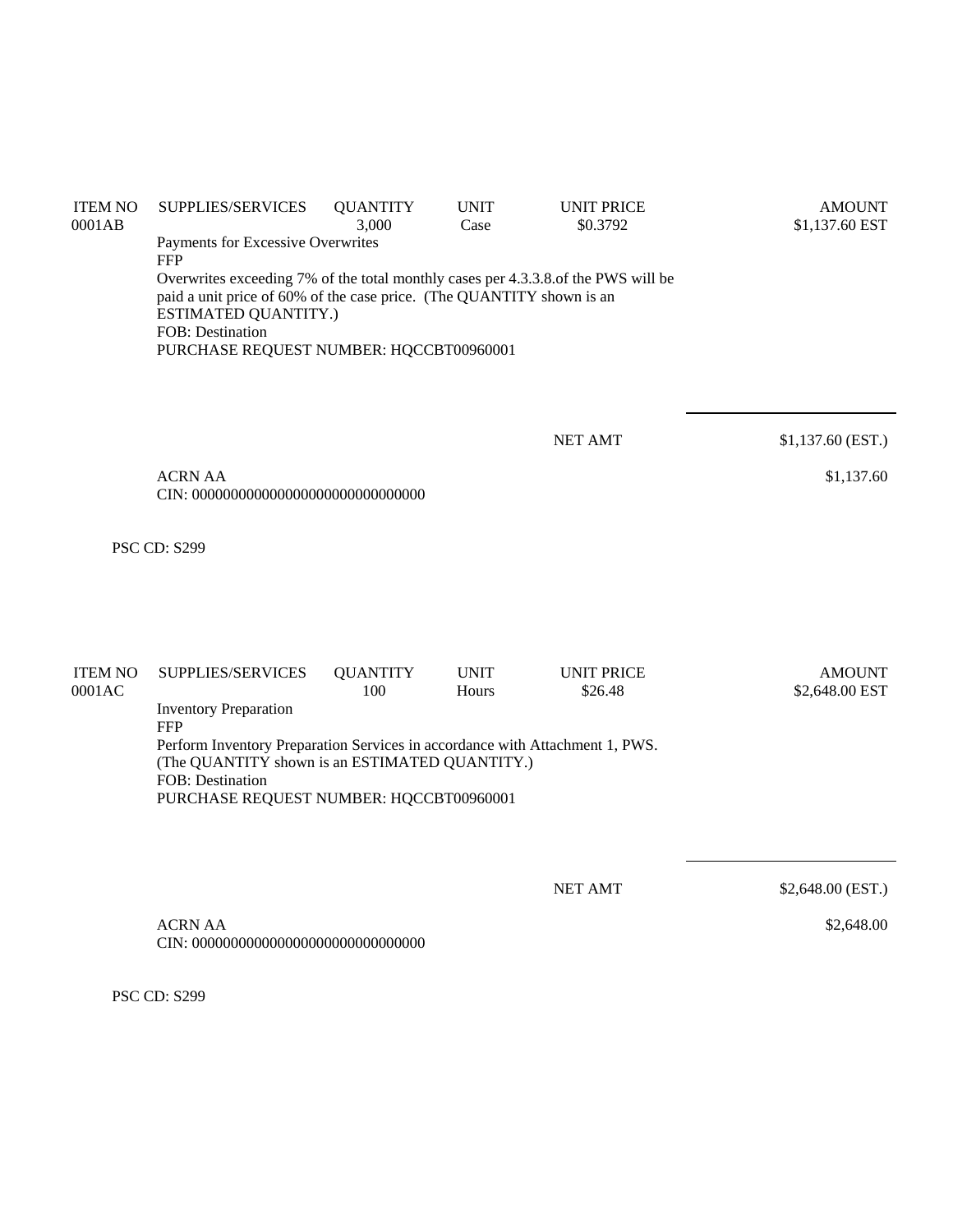| ITEM NO | SUPPLIES/SERVICES | QUANTITY | UNIT | UNIT PRICE | AMOUNT |
|---|---|---|---|---|---|
| 0001AB | | 3,000 | Case | $0.3792 | $1,137.60 EST |

Payments for Excessive Overwrites
FFP
Overwrites exceeding 7% of the total monthly cases per 4.3.3.8.of the PWS will be paid a unit price of 60% of the case price. (The QUANTITY shown is an ESTIMATED QUANTITY.)
FOB: Destination
PURCHASE REQUEST NUMBER: HQCCBT00960001

NET AMT $1,137.60 (EST.)

ACRN AA $1,137.60
CIN: 000000000000000000000000000000

PSC CD: S299

| ITEM NO | SUPPLIES/SERVICES | QUANTITY | UNIT | UNIT PRICE | AMOUNT |
|---|---|---|---|---|---|
| 0001AC | | 100 | Hours | $26.48 | $2,648.00 EST |

Inventory Preparation
FFP
Perform Inventory Preparation Services in accordance with Attachment 1, PWS. (The QUANTITY shown is an ESTIMATED QUANTITY.)
FOB: Destination
PURCHASE REQUEST NUMBER: HQCCBT00960001

NET AMT $2,648.00 (EST.)

ACRN AA $2,648.00
CIN: 000000000000000000000000000000

PSC CD: S299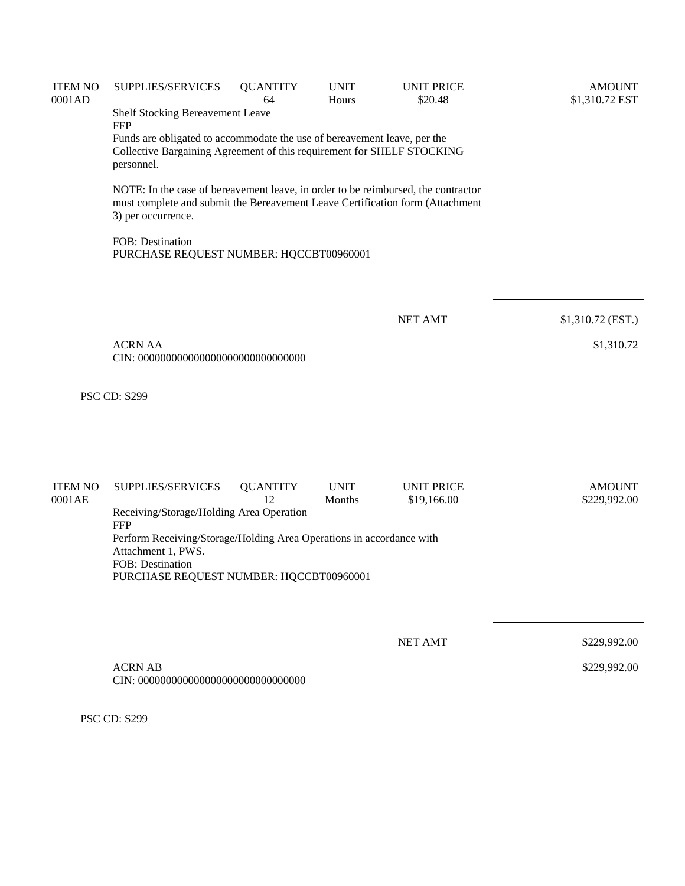| ITEM NO | SUPPLIES/SERVICES | QUANTITY | UNIT | UNIT PRICE | AMOUNT |
|---|---|---|---|---|---|
| 0001AD | | 64 | Hours | $20.48 | $1,310.72 EST |

Shelf Stocking Bereavement Leave
FFP
Funds are obligated to accommodate the use of bereavement leave, per the Collective Bargaining Agreement of this requirement for SHELF STOCKING personnel.

NOTE: In the case of bereavement leave, in order to be reimbursed, the contractor must complete and submit the Bereavement Leave Certification form (Attachment 3) per occurrence.

FOB: Destination
PURCHASE REQUEST NUMBER: HQCCBT00960001

NET AMT $1,310.72 (EST.)

ACRN AA $1,310.72
CIN: 000000000000000000000000000000

PSC CD: S299

| ITEM NO | SUPPLIES/SERVICES | QUANTITY | UNIT | UNIT PRICE | AMOUNT |
|---|---|---|---|---|---|
| 0001AE | | 12 | Months | $19,166.00 | $229,992.00 |

Receiving/Storage/Holding Area Operation
FFP
Perform Receiving/Storage/Holding Area Operations in accordance with Attachment 1, PWS.
FOB: Destination
PURCHASE REQUEST NUMBER: HQCCBT00960001

NET AMT $229,992.00

ACRN AB $229,992.00
CIN: 000000000000000000000000000000

PSC CD: S299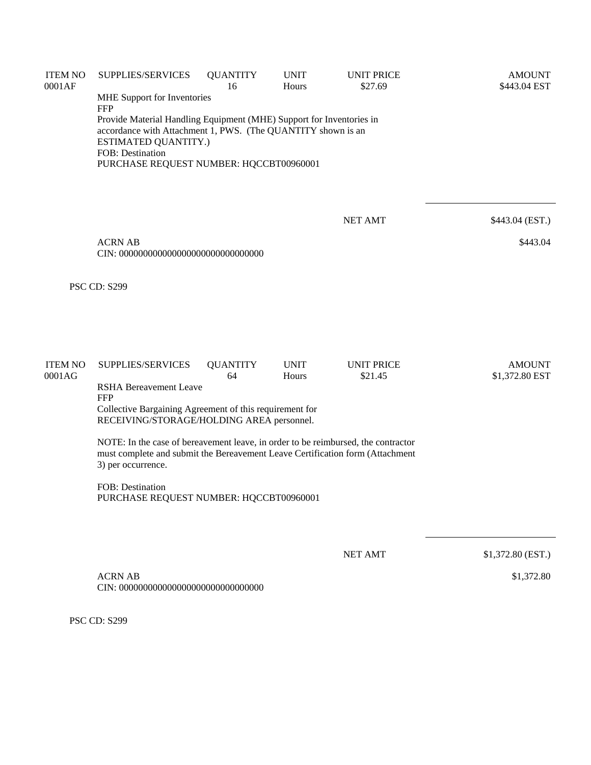| ITEM NO | SUPPLIES/SERVICES | QUANTITY | UNIT | UNIT PRICE | AMOUNT |
|---|---|---|---|---|---|
| 0001AF | | 16 | Hours | $27.69 | $443.04 EST |

MHE Support for Inventories
FFP
Provide Material Handling Equipment (MHE) Support for Inventories in accordance with Attachment 1, PWS. (The QUANTITY shown is an ESTIMATED QUANTITY.)
FOB: Destination
PURCHASE REQUEST NUMBER: HQCCBT00960001

NET AMT $443.04 (EST.)

ACRN AB $443.04
CIN: 000000000000000000000000000000

PSC CD: S299

| ITEM NO | SUPPLIES/SERVICES | QUANTITY | UNIT | UNIT PRICE | AMOUNT |
|---|---|---|---|---|---|
| 0001AG | | 64 | Hours | $21.45 | $1,372.80 EST |

RSHA Bereavement Leave
FFP
Collective Bargaining Agreement of this requirement for RECEIVING/STORAGE/HOLDING AREA personnel.

NOTE: In the case of bereavement leave, in order to be reimbursed, the contractor must complete and submit the Bereavement Leave Certification form (Attachment 3) per occurrence.

FOB: Destination
PURCHASE REQUEST NUMBER: HQCCBT00960001

NET AMT $1,372.80 (EST.)

ACRN AB $1,372.80
CIN: 000000000000000000000000000000

PSC CD: S299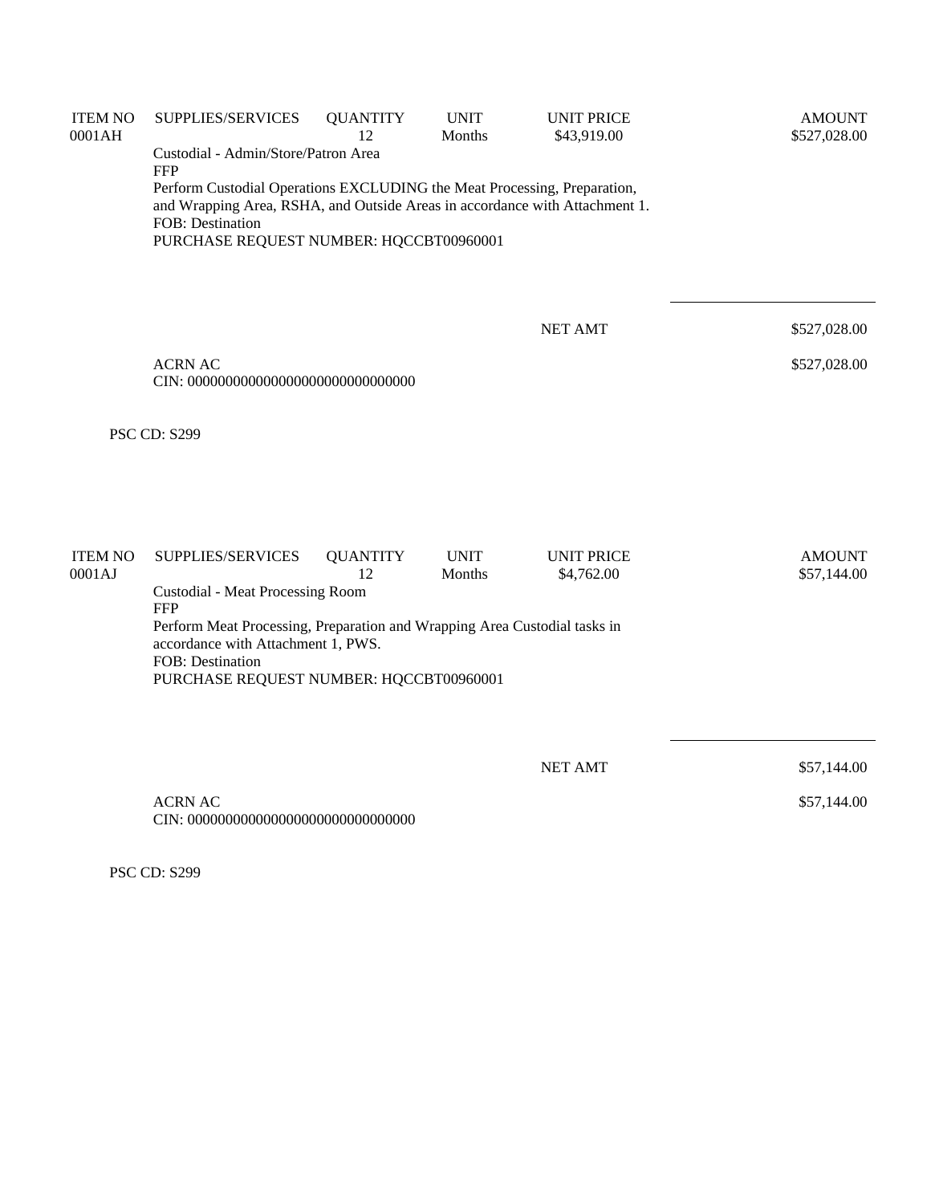| ITEM NO | SUPPLIES/SERVICES | QUANTITY | UNIT | UNIT PRICE | AMOUNT |
|---|---|---|---|---|---|
| 0001AH | | 12 | Months | $43,919.00 | $527,028.00 |

Custodial - Admin/Store/Patron Area
FFP
Perform Custodial Operations EXCLUDING the Meat Processing, Preparation, and Wrapping Area, RSHA, and Outside Areas in accordance with Attachment 1.
FOB: Destination
PURCHASE REQUEST NUMBER: HQCCBT00960001

NET AMT $527,028.00

ACRN AC $527,028.00
CIN: 000000000000000000000000000000

PSC CD: S299

| ITEM NO | SUPPLIES/SERVICES | QUANTITY | UNIT | UNIT PRICE | AMOUNT |
|---|---|---|---|---|---|
| 0001AJ | | 12 | Months | $4,762.00 | $57,144.00 |

Custodial - Meat Processing Room
FFP
Perform Meat Processing, Preparation and Wrapping Area Custodial tasks in accordance with Attachment 1, PWS.
FOB: Destination
PURCHASE REQUEST NUMBER: HQCCBT00960001

NET AMT $57,144.00

ACRN AC $57,144.00
CIN: 000000000000000000000000000000

PSC CD: S299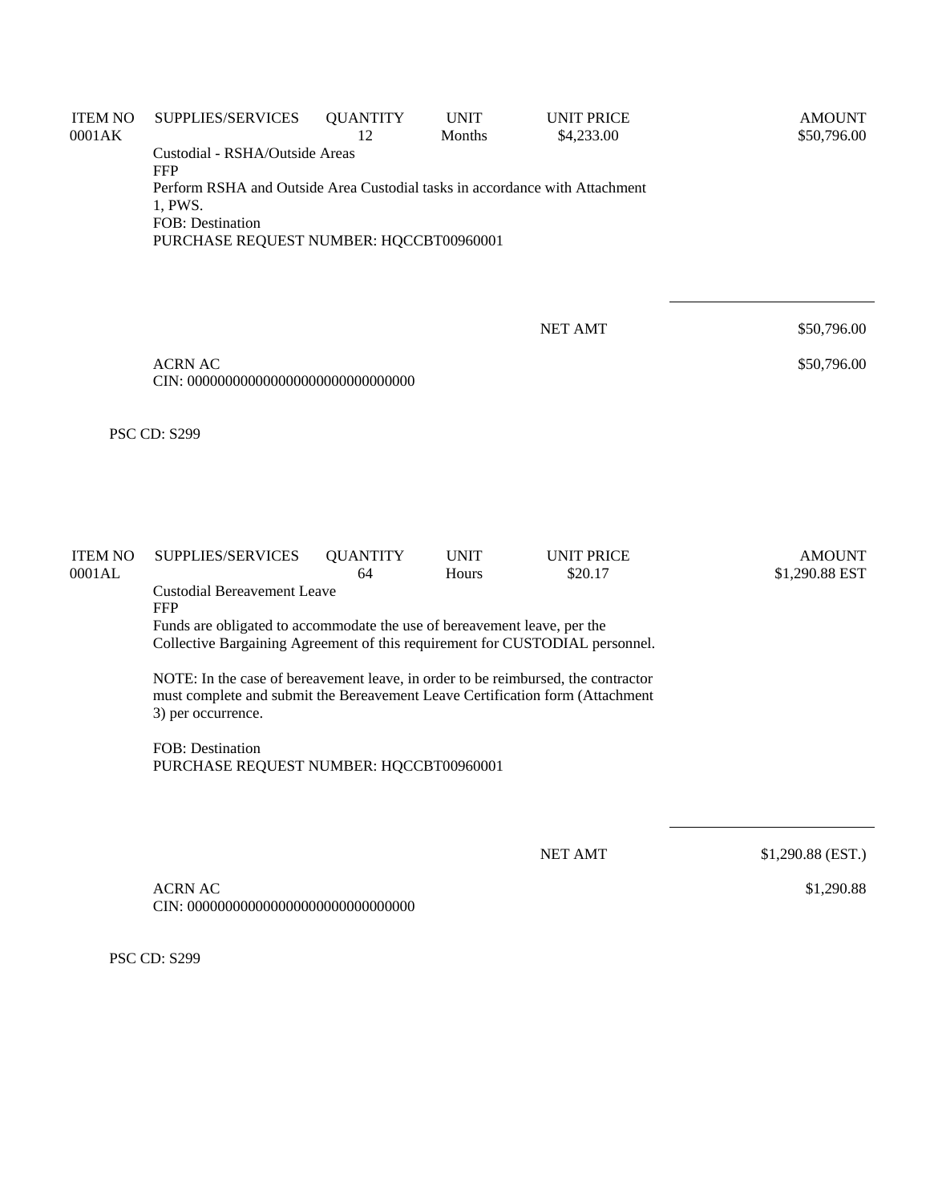| ITEM NO | SUPPLIES/SERVICES | QUANTITY | UNIT | UNIT PRICE | AMOUNT |
|---|---|---|---|---|---|
| 0001AK | | 12 | Months | $4,233.00 | $50,796.00 |

Custodial - RSHA/Outside Areas
FFP
Perform RSHA and Outside Area Custodial tasks in accordance with Attachment 1, PWS.
FOB: Destination
PURCHASE REQUEST NUMBER: HQCCBT00960001

| | |
|---|---|
| NET AMT | $50,796.00 |

ACRN AC $50,796.00
CIN: 000000000000000000000000000000

PSC CD: S299

| ITEM NO | SUPPLIES/SERVICES | QUANTITY | UNIT | UNIT PRICE | AMOUNT |
|---|---|---|---|---|---|
| 0001AL | | 64 | Hours | $20.17 | $1,290.88 EST |

Custodial Bereavement Leave
FFP
Funds are obligated to accommodate the use of bereavement leave, per the Collective Bargaining Agreement of this requirement for CUSTODIAL personnel.

NOTE: In the case of bereavement leave, in order to be reimbursed, the contractor must complete and submit the Bereavement Leave Certification form (Attachment 3) per occurrence.

FOB: Destination
PURCHASE REQUEST NUMBER: HQCCBT00960001

| | |
|---|---|
| NET AMT | $1,290.88 (EST.) |

ACRN AC $1,290.88
CIN: 000000000000000000000000000000

PSC CD: S299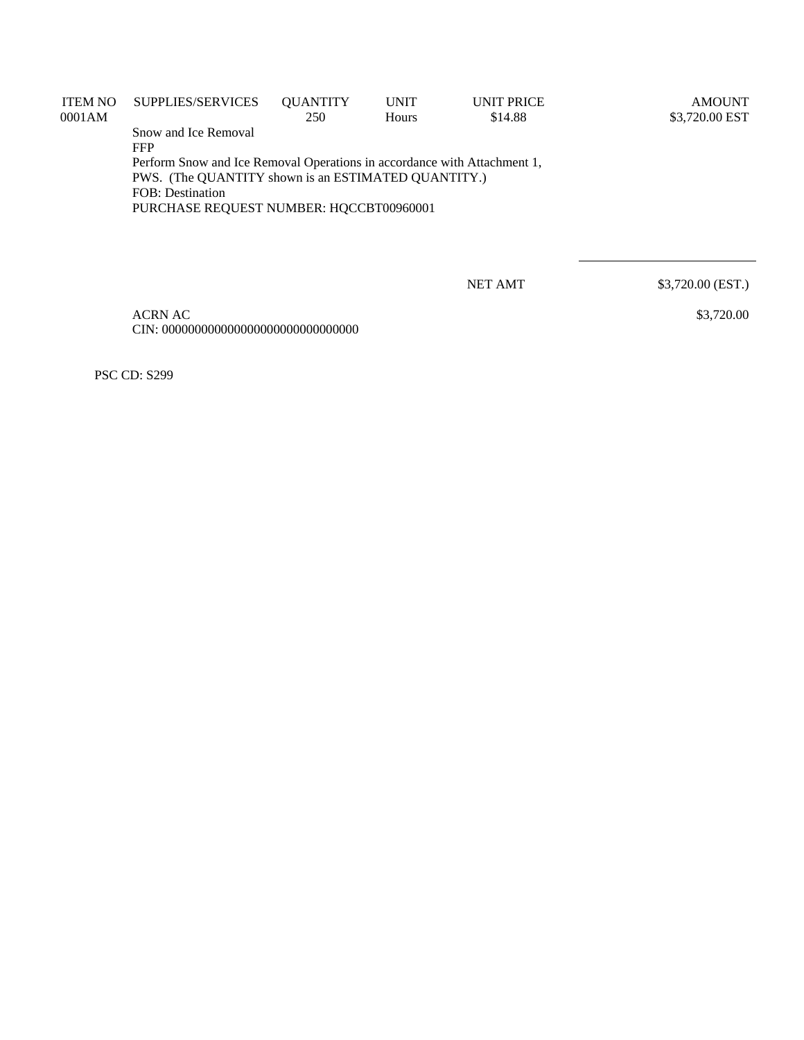| ITEM NO | SUPPLIES/SERVICES | QUANTITY | UNIT | UNIT PRICE | AMOUNT |
|---|---|---|---|---|---|
| 0001AM | | 250 | Hours | $14.88 | $3,720.00 EST |

Snow and Ice Removal
FFP
Perform Snow and Ice Removal Operations in accordance with Attachment 1, PWS. (The QUANTITY shown is an ESTIMATED QUANTITY.)
FOB: Destination
PURCHASE REQUEST NUMBER: HQCCBT00960001

NET AMT $3,720.00 (EST.)

ACRN AC $3,720.00
CIN: 000000000000000000000000000000

PSC CD: S299